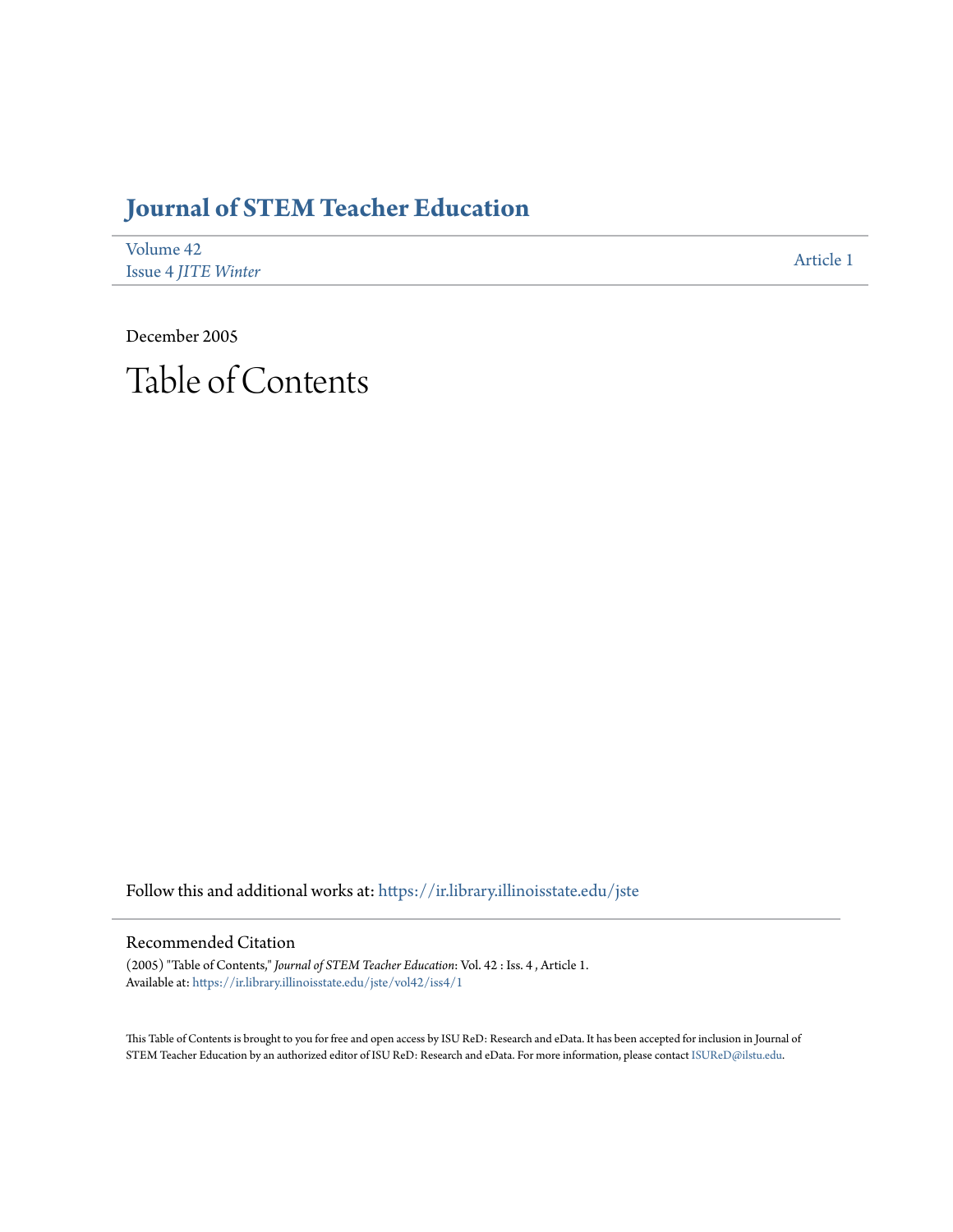# Journal of STEM Teacher Education

Volume 42
Issue 4 *JITE Winter*

Article 1

December 2005

## Table of Contents

Follow this and additional works at: https://ir.library.illinoisstate.edu/jste

### Recommended Citation

(2005) "Table of Contents," *Journal of STEM Teacher Education*: Vol. 42 : Iss. 4 , Article 1.
Available at: https://ir.library.illinoisstate.edu/jste/vol42/iss4/1

This Table of Contents is brought to you for free and open access by ISU ReD: Research and eData. It has been accepted for inclusion in Journal of STEM Teacher Education by an authorized editor of ISU ReD: Research and eData. For more information, please contact ISUReD@ilstu.edu.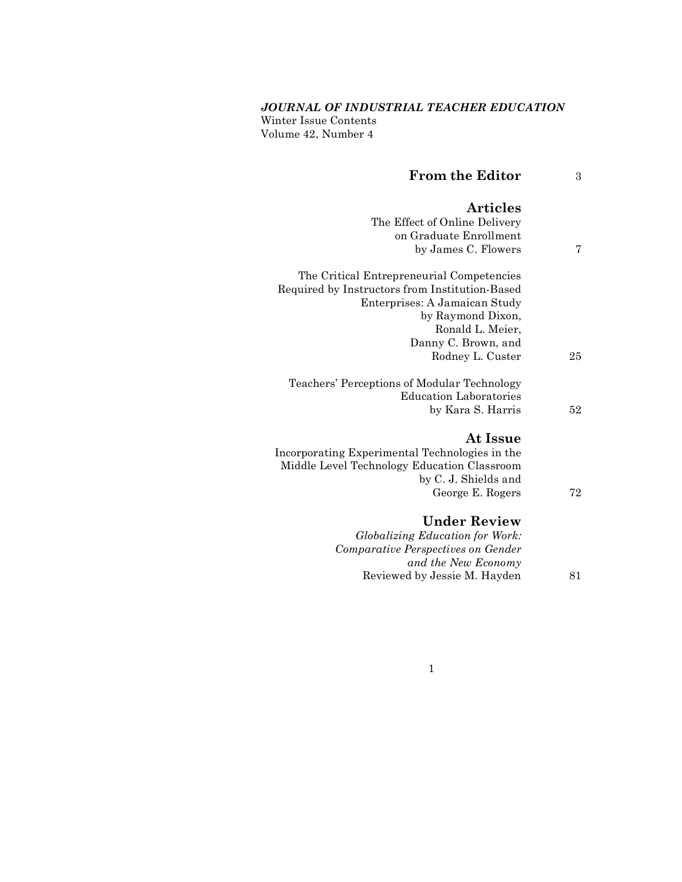***JOURNAL OF INDUSTRIAL TEACHER EDUCATION***
Winter Issue Contents
Volume 42, Number 4

## From the Editor — 3

## Articles

The Effect of Online Delivery on Graduate Enrollment
by James C. Flowers — 7

The Critical Entrepreneurial Competencies Required by Instructors from Institution-Based Enterprises: A Jamaican Study
by Raymond Dixon, Ronald L. Meier, Danny C. Brown, and Rodney L. Custer — 25

Teachers' Perceptions of Modular Technology Education Laboratories
by Kara S. Harris — 52

## At Issue

Incorporating Experimental Technologies in the Middle Level Technology Education Classroom
by C. J. Shields and George E. Rogers — 72

## Under Review

*Globalizing Education for Work: Comparative Perspectives on Gender and the New Economy*
Reviewed by Jessie M. Hayden — 81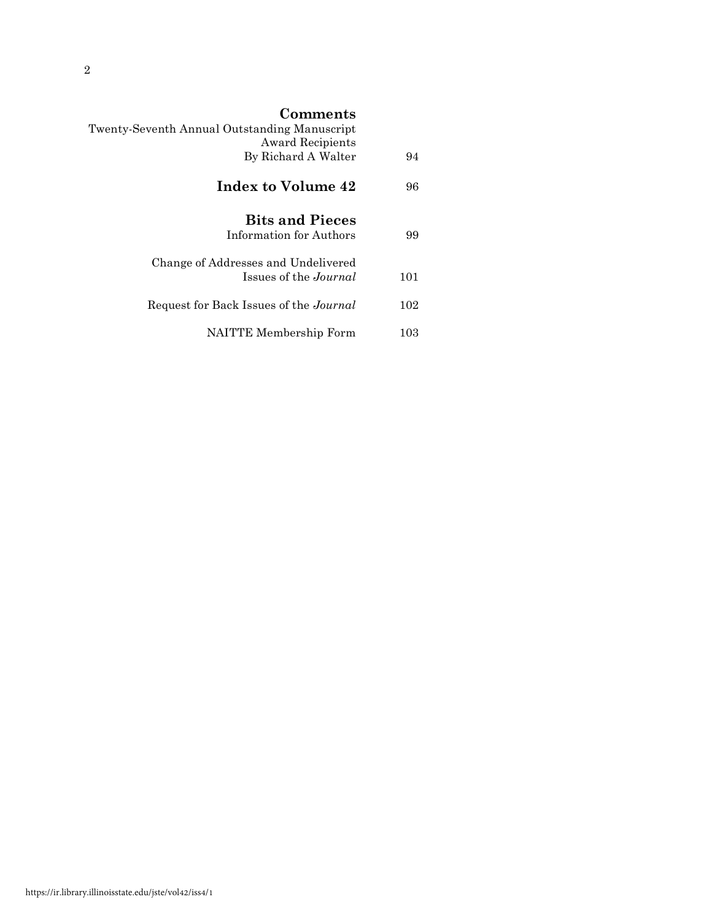## Comments

Twenty-Seventh Annual Outstanding Manuscript Award Recipients
By Richard A Walter 94

## Index to Volume 42 96

## Bits and Pieces

Information for Authors 99

Change of Addresses and Undelivered Issues of the *Journal* 101

Request for Back Issues of the *Journal* 102

NAITTE Membership Form 103